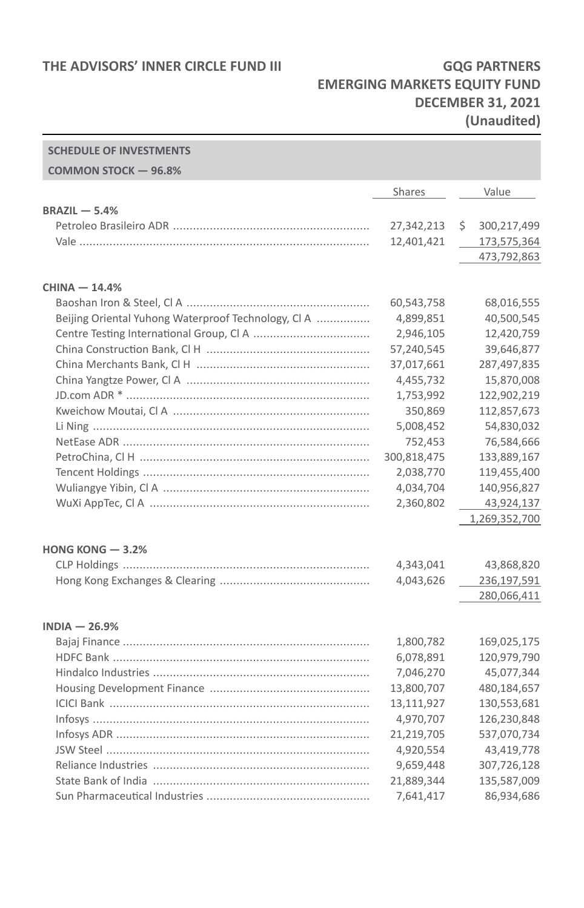THE ADVISORS' INNER CIRCLE FUND III

GQG PARTNERS EMERGING MARKETS EQUITY FUND
DECEMBER 31, 2021
(Unaudited)

**SCHEDULE OF INVESTMENTS**

**COMMON STOCK — 96.8%**

| | Shares | Value |
|---|---|---|
| **BRAZIL — 5.4%** | | |
| Petroleo Brasileiro ADR | 27,342,213 | $ 300,217,499 |
| Vale | 12,401,421 | 173,575,364 |
| | | 473,792,863 |
| **CHINA — 14.4%** | | |
| Baoshan Iron & Steel, Cl A | 60,543,758 | 68,016,555 |
| Beijing Oriental Yuhong Waterproof Technology, Cl A | 4,899,851 | 40,500,545 |
| Centre Testing International Group, Cl A | 2,946,105 | 12,420,759 |
| China Construction Bank, Cl H | 57,240,545 | 39,646,877 |
| China Merchants Bank, Cl H | 37,017,661 | 287,497,835 |
| China Yangtze Power, Cl A | 4,455,732 | 15,870,008 |
| JD.com ADR * | 1,753,992 | 122,902,219 |
| Kweichow Moutai, Cl A | 350,869 | 112,857,673 |
| Li Ning | 5,008,452 | 54,830,032 |
| NetEase ADR | 752,453 | 76,584,666 |
| PetroChina, Cl H | 300,818,475 | 133,889,167 |
| Tencent Holdings | 2,038,770 | 119,455,400 |
| Wuliangye Yibin, Cl A | 4,034,704 | 140,956,827 |
| WuXi AppTec, Cl A | 2,360,802 | 43,924,137 |
| | | 1,269,352,700 |
| **HONG KONG — 3.2%** | | |
| CLP Holdings | 4,343,041 | 43,868,820 |
| Hong Kong Exchanges & Clearing | 4,043,626 | 236,197,591 |
| | | 280,066,411 |
| **INDIA — 26.9%** | | |
| Bajaj Finance | 1,800,782 | 169,025,175 |
| HDFC Bank | 6,078,891 | 120,979,790 |
| Hindalco Industries | 7,046,270 | 45,077,344 |
| Housing Development Finance | 13,800,707 | 480,184,657 |
| ICICI Bank | 13,111,927 | 130,553,681 |
| Infosys | 4,970,707 | 126,230,848 |
| Infosys ADR | 21,219,705 | 537,070,734 |
| JSW Steel | 4,920,554 | 43,419,778 |
| Reliance Industries | 9,659,448 | 307,726,128 |
| State Bank of India | 21,889,344 | 135,587,009 |
| Sun Pharmaceutical Industries | 7,641,417 | 86,934,686 |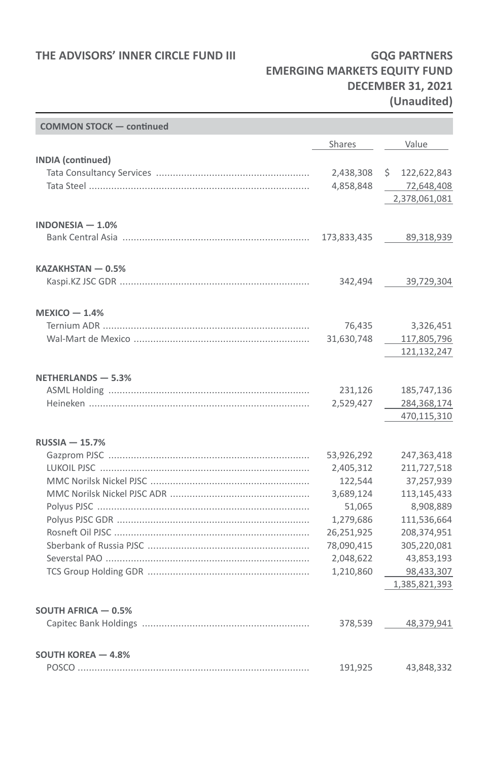**COMMON STOCK — continued**

| | Shares | Value |
|---|---|---|
| **INDIA (continued)** | | |
| Tata Consultancy Services | 2,438,308 | $ 122,622,843 |
| Tata Steel | 4,858,848 | 72,648,408 |
| | | 2,378,061,081 |
| **INDONESIA — 1.0%** | | |
| Bank Central Asia | 173,833,435 | 89,318,939 |
| **KAZAKHSTAN — 0.5%** | | |
| Kaspi.KZ JSC GDR | 342,494 | 39,729,304 |
| **MEXICO — 1.4%** | | |
| Ternium ADR | 76,435 | 3,326,451 |
| Wal-Mart de Mexico | 31,630,748 | 117,805,796 |
| | | 121,132,247 |
| **NETHERLANDS — 5.3%** | | |
| ASML Holding | 231,126 | 185,747,136 |
| Heineken | 2,529,427 | 284,368,174 |
| | | 470,115,310 |
| **RUSSIA — 15.7%** | | |
| Gazprom PJSC | 53,926,292 | 247,363,418 |
| LUKOIL PJSC | 2,405,312 | 211,727,518 |
| MMC Norilsk Nickel PJSC | 122,544 | 37,257,939 |
| MMC Norilsk Nickel PJSC ADR | 3,689,124 | 113,145,433 |
| Polyus PJSC | 51,065 | 8,908,889 |
| Polyus PJSC GDR | 1,279,686 | 111,536,664 |
| Rosneft Oil PJSC | 26,251,925 | 208,374,951 |
| Sberbank of Russia PJSC | 78,090,415 | 305,220,081 |
| Severstal PAO | 2,048,622 | 43,853,193 |
| TCS Group Holding GDR | 1,210,860 | 98,433,307 |
| | | 1,385,821,393 |
| **SOUTH AFRICA — 0.5%** | | |
| Capitec Bank Holdings | 378,539 | 48,379,941 |
| **SOUTH KOREA — 4.8%** | | |
| POSCO | 191,925 | 43,848,332 |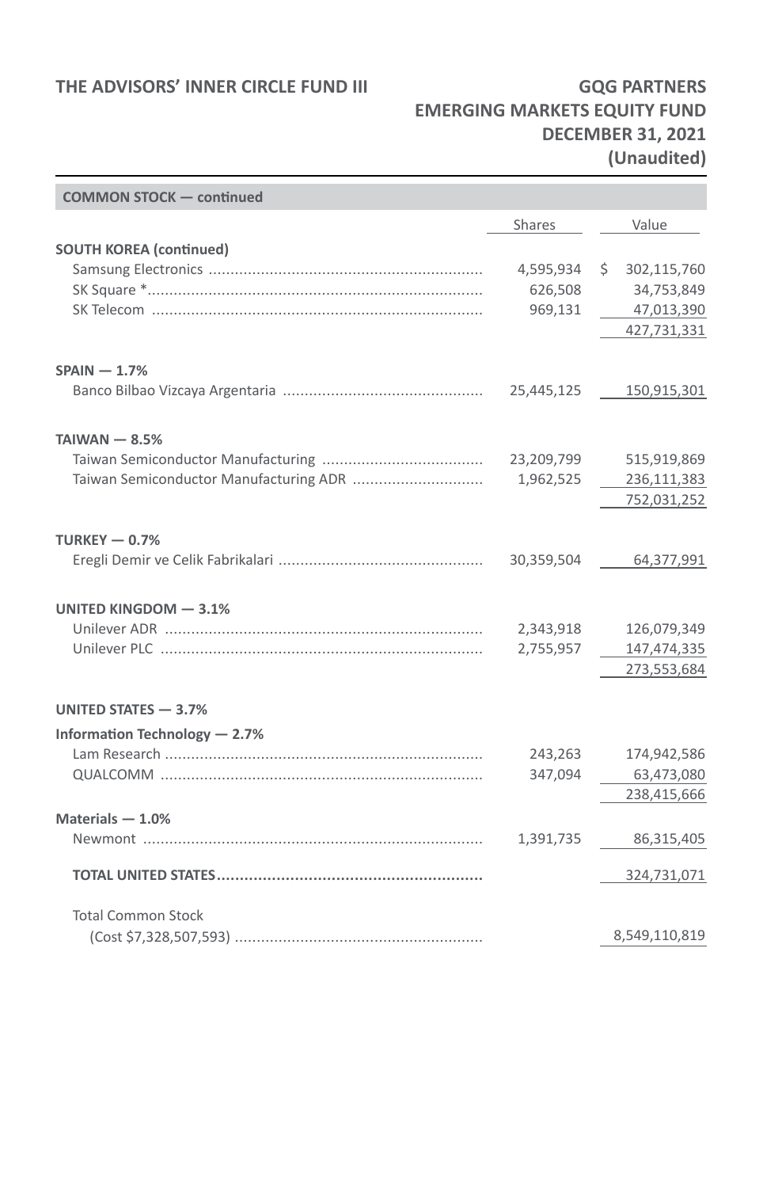| COMMON STOCK — continued | Shares | Value |
|---|---|---|
| **SOUTH KOREA (continued)** | | |
| Samsung Electronics | 4,595,934 | $ 302,115,760 |
| SK Square * | 626,508 | 34,753,849 |
| SK Telecom | 969,131 | 47,013,390 |
| | | 427,731,331 |
| **SPAIN — 1.7%** | | |
| Banco Bilbao Vizcaya Argentaria | 25,445,125 | 150,915,301 |
| **TAIWAN — 8.5%** | | |
| Taiwan Semiconductor Manufacturing | 23,209,799 | 515,919,869 |
| Taiwan Semiconductor Manufacturing ADR | 1,962,525 | 236,111,383 |
| | | 752,031,252 |
| **TURKEY — 0.7%** | | |
| Eregli Demir ve Celik Fabrikalari | 30,359,504 | 64,377,991 |
| **UNITED KINGDOM — 3.1%** | | |
| Unilever ADR | 2,343,918 | 126,079,349 |
| Unilever PLC | 2,755,957 | 147,474,335 |
| | | 273,553,684 |
| **UNITED STATES — 3.7%** | | |
| **Information Technology — 2.7%** | | |
| Lam Research | 243,263 | 174,942,586 |
| QUALCOMM | 347,094 | 63,473,080 |
| | | 238,415,666 |
| **Materials — 1.0%** | | |
| Newmont | 1,391,735 | 86,315,405 |
| **TOTAL UNITED STATES** | | 324,731,071 |
| Total Common Stock (Cost $7,328,507,593) | | 8,549,110,819 |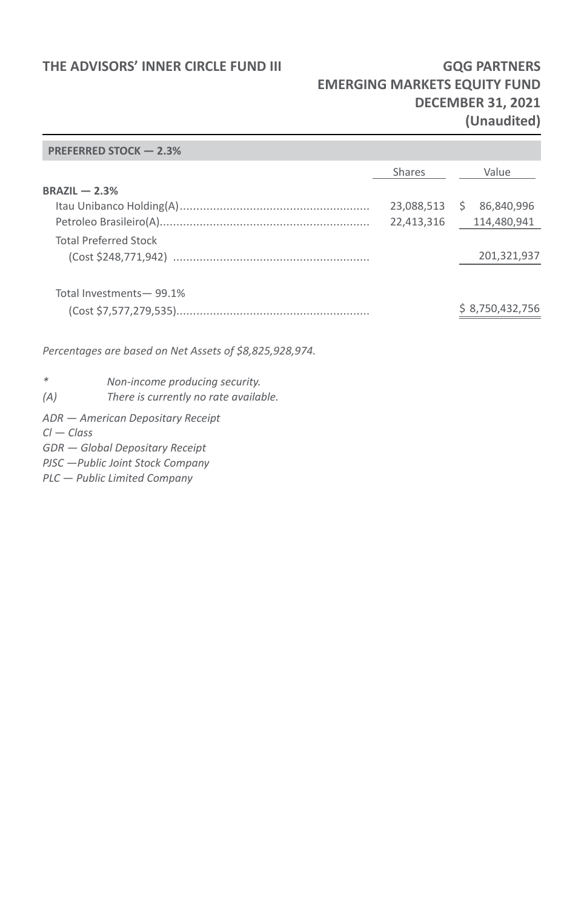| PREFERRED STOCK — 2.3% | | |
|---|---|---|
| | Shares | Value |
| **BRAZIL — 2.3%** | | |
| Itau Unibanco Holding(A) | 23,088,513 | $ 86,840,996 |
| Petroleo Brasileiro(A) | 22,413,316 | 114,480,941 |
| Total Preferred Stock (Cost $248,771,942) | | 201,321,937 |
| Total Investments— 99.1% (Cost $7,577,279,535) | | $ 8,750,432,756 |

*Percentages are based on Net Assets of $8,825,928,974.*

| | |
|---|---|
| * | *Non-income producing security.* |
| (A) | *There is currently no rate available.* |

*ADR — American Depositary Receipt*
*Cl — Class*
*GDR — Global Depositary Receipt*
*PJSC —Public Joint Stock Company*
*PLC — Public Limited Company*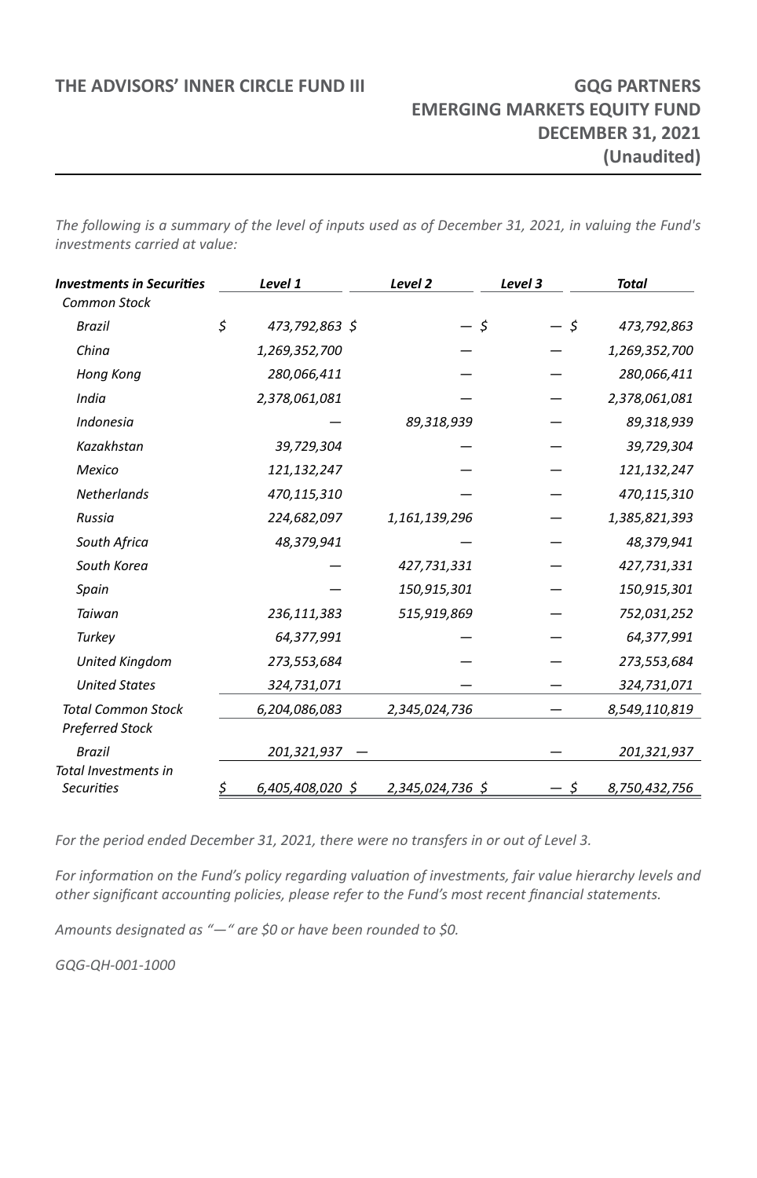*The following is a summary of the level of inputs used as of December 31, 2021, in valuing the Fund's investments carried at value:*

| ***Investments in Securities*** | ***Level 1*** | ***Level 2*** | ***Level 3*** | ***Total*** |
|---|---|---|---|---|
| *Common Stock* | | | | |
| *Brazil* | *$ 473,792,863* | *$ —* | *$ —* | *$ 473,792,863* |
| *China* | *1,269,352,700* | *—* | *—* | *1,269,352,700* |
| *Hong Kong* | *280,066,411* | *—* | *—* | *280,066,411* |
| *India* | *2,378,061,081* | *—* | *—* | *2,378,061,081* |
| *Indonesia* | *—* | *89,318,939* | *—* | *89,318,939* |
| *Kazakhstan* | *39,729,304* | *—* | *—* | *39,729,304* |
| *Mexico* | *121,132,247* | *—* | *—* | *121,132,247* |
| *Netherlands* | *470,115,310* | *—* | *—* | *470,115,310* |
| *Russia* | *224,682,097* | *1,161,139,296* | *—* | *1,385,821,393* |
| *South Africa* | *48,379,941* | *—* | *—* | *48,379,941* |
| *South Korea* | *—* | *427,731,331* | *—* | *427,731,331* |
| *Spain* | *—* | *150,915,301* | *—* | *150,915,301* |
| *Taiwan* | *236,111,383* | *515,919,869* | *—* | *752,031,252* |
| *Turkey* | *64,377,991* | *—* | *—* | *64,377,991* |
| *United Kingdom* | *273,553,684* | *—* | *—* | *273,553,684* |
| *United States* | *324,731,071* | *—* | *—* | *324,731,071* |
| *Total Common Stock* | *6,204,086,083* | *2,345,024,736* | *—* | *8,549,110,819* |
| *Preferred Stock* | | | | |
| *Brazil* | *201,321,937* | *—* | *—* | *201,321,937* |
| *Total Investments in Securities* | *$ 6,405,408,020* | *$ 2,345,024,736* | *$ —* | *$ 8,750,432,756* |

*For the period ended December 31, 2021, there were no transfers in or out of Level 3.*

*For information on the Fund's policy regarding valuation of investments, fair value hierarchy levels and other significant accounting policies, please refer to the Fund's most recent financial statements.*

*Amounts designated as "—" are $0 or have been rounded to $0.*

*GQG-QH-001-1000*